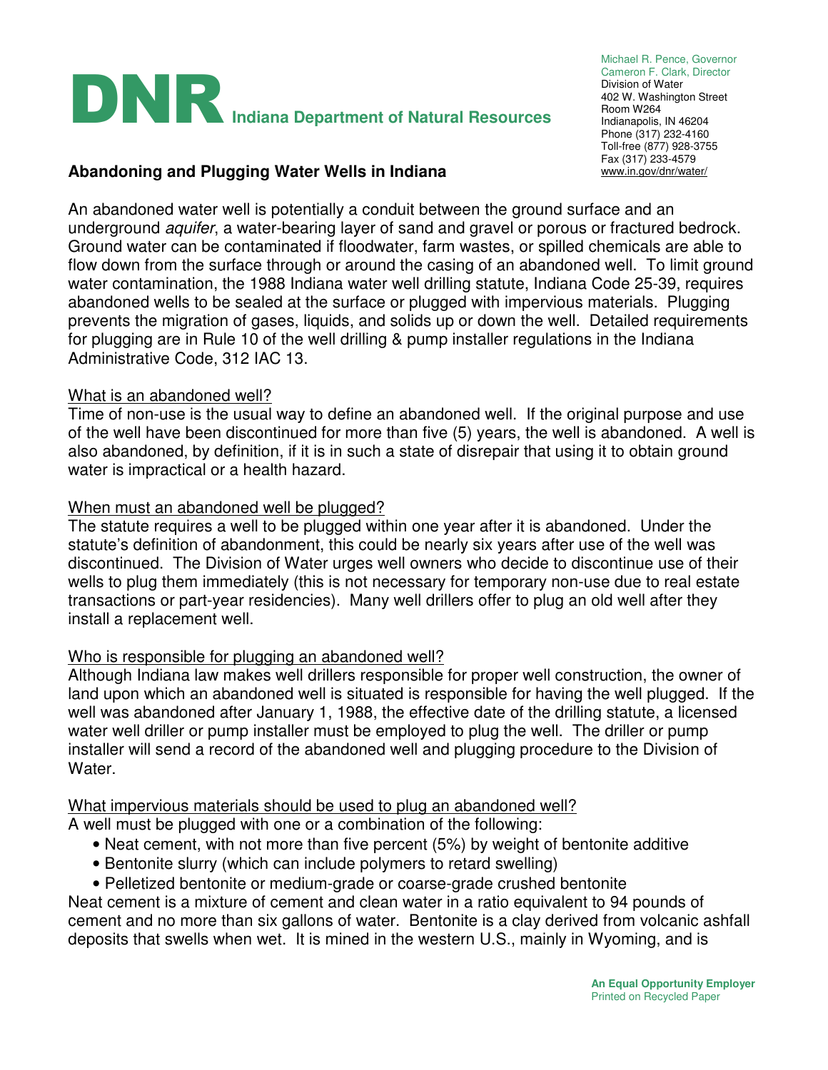# DNR Indiana Department of Natural Resources

Michael R. Pence, Governor
Cameron F. Clark, Director
Division of Water
402 W. Washington Street
Room W264
Indianapolis, IN 46204
Phone (317) 232-4160
Toll-free (877) 928-3755
Fax (317) 233-4579
www.in.gov/dnr/water/

## Abandoning and Plugging Water Wells in Indiana

An abandoned water well is potentially a conduit between the ground surface and an underground *aquifer*, a water-bearing layer of sand and gravel or porous or fractured bedrock. Ground water can be contaminated if floodwater, farm wastes, or spilled chemicals are able to flow down from the surface through or around the casing of an abandoned well. To limit ground water contamination, the 1988 Indiana water well drilling statute, Indiana Code 25-39, requires abandoned wells to be sealed at the surface or plugged with impervious materials. Plugging prevents the migration of gases, liquids, and solids up or down the well. Detailed requirements for plugging are in Rule 10 of the well drilling & pump installer regulations in the Indiana Administrative Code, 312 IAC 13.

### What is an abandoned well?

Time of non-use is the usual way to define an abandoned well. If the original purpose and use of the well have been discontinued for more than five (5) years, the well is abandoned. A well is also abandoned, by definition, if it is in such a state of disrepair that using it to obtain ground water is impractical or a health hazard.

### When must an abandoned well be plugged?

The statute requires a well to be plugged within one year after it is abandoned. Under the statute's definition of abandonment, this could be nearly six years after use of the well was discontinued. The Division of Water urges well owners who decide to discontinue use of their wells to plug them immediately (this is not necessary for temporary non-use due to real estate transactions or part-year residencies). Many well drillers offer to plug an old well after they install a replacement well.

### Who is responsible for plugging an abandoned well?

Although Indiana law makes well drillers responsible for proper well construction, the owner of land upon which an abandoned well is situated is responsible for having the well plugged. If the well was abandoned after January 1, 1988, the effective date of the drilling statute, a licensed water well driller or pump installer must be employed to plug the well. The driller or pump installer will send a record of the abandoned well and plugging procedure to the Division of Water.

### What impervious materials should be used to plug an abandoned well?

A well must be plugged with one or a combination of the following:

- Neat cement, with not more than five percent (5%) by weight of bentonite additive
- Bentonite slurry (which can include polymers to retard swelling)
- Pelletized bentonite or medium-grade or coarse-grade crushed bentonite

Neat cement is a mixture of cement and clean water in a ratio equivalent to 94 pounds of cement and no more than six gallons of water. Bentonite is a clay derived from volcanic ashfall deposits that swells when wet. It is mined in the western U.S., mainly in Wyoming, and is

An Equal Opportunity Employer
Printed on Recycled Paper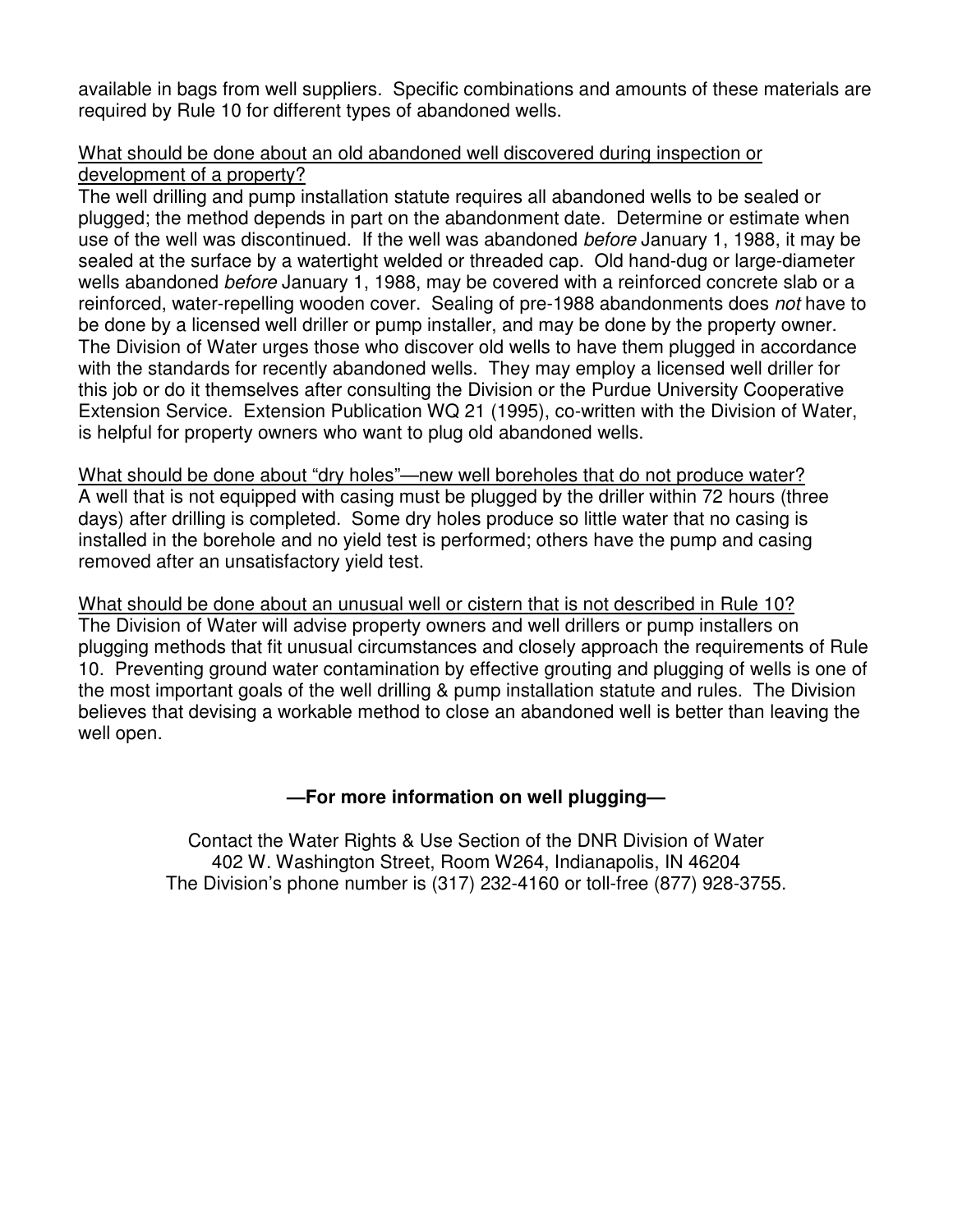available in bags from well suppliers. Specific combinations and amounts of these materials are required by Rule 10 for different types of abandoned wells.

<u>What should be done about an old abandoned well discovered during inspection or development of a property?</u>

The well drilling and pump installation statute requires all abandoned wells to be sealed or plugged; the method depends in part on the abandonment date. Determine or estimate when use of the well was discontinued. If the well was abandoned *before* January 1, 1988, it may be sealed at the surface by a watertight welded or threaded cap. Old hand-dug or large-diameter wells abandoned *before* January 1, 1988, may be covered with a reinforced concrete slab or a reinforced, water-repelling wooden cover. Sealing of pre-1988 abandonments does *not* have to be done by a licensed well driller or pump installer, and may be done by the property owner. The Division of Water urges those who discover old wells to have them plugged in accordance with the standards for recently abandoned wells. They may employ a licensed well driller for this job or do it themselves after consulting the Division or the Purdue University Cooperative Extension Service. Extension Publication WQ 21 (1995), co-written with the Division of Water, is helpful for property owners who want to plug old abandoned wells.

<u>What should be done about "dry holes"—new well boreholes that do not produce water?</u>

A well that is not equipped with casing must be plugged by the driller within 72 hours (three days) after drilling is completed. Some dry holes produce so little water that no casing is installed in the borehole and no yield test is performed; others have the pump and casing removed after an unsatisfactory yield test.

<u>What should be done about an unusual well or cistern that is not described in Rule 10?</u>

The Division of Water will advise property owners and well drillers or pump installers on plugging methods that fit unusual circumstances and closely approach the requirements of Rule 10. Preventing ground water contamination by effective grouting and plugging of wells is one of the most important goals of the well drilling & pump installation statute and rules. The Division believes that devising a workable method to close an abandoned well is better than leaving the well open.

**—For more information on well plugging—**

Contact the Water Rights & Use Section of the DNR Division of Water
402 W. Washington Street, Room W264, Indianapolis, IN 46204
The Division's phone number is (317) 232-4160 or toll-free (877) 928-3755.